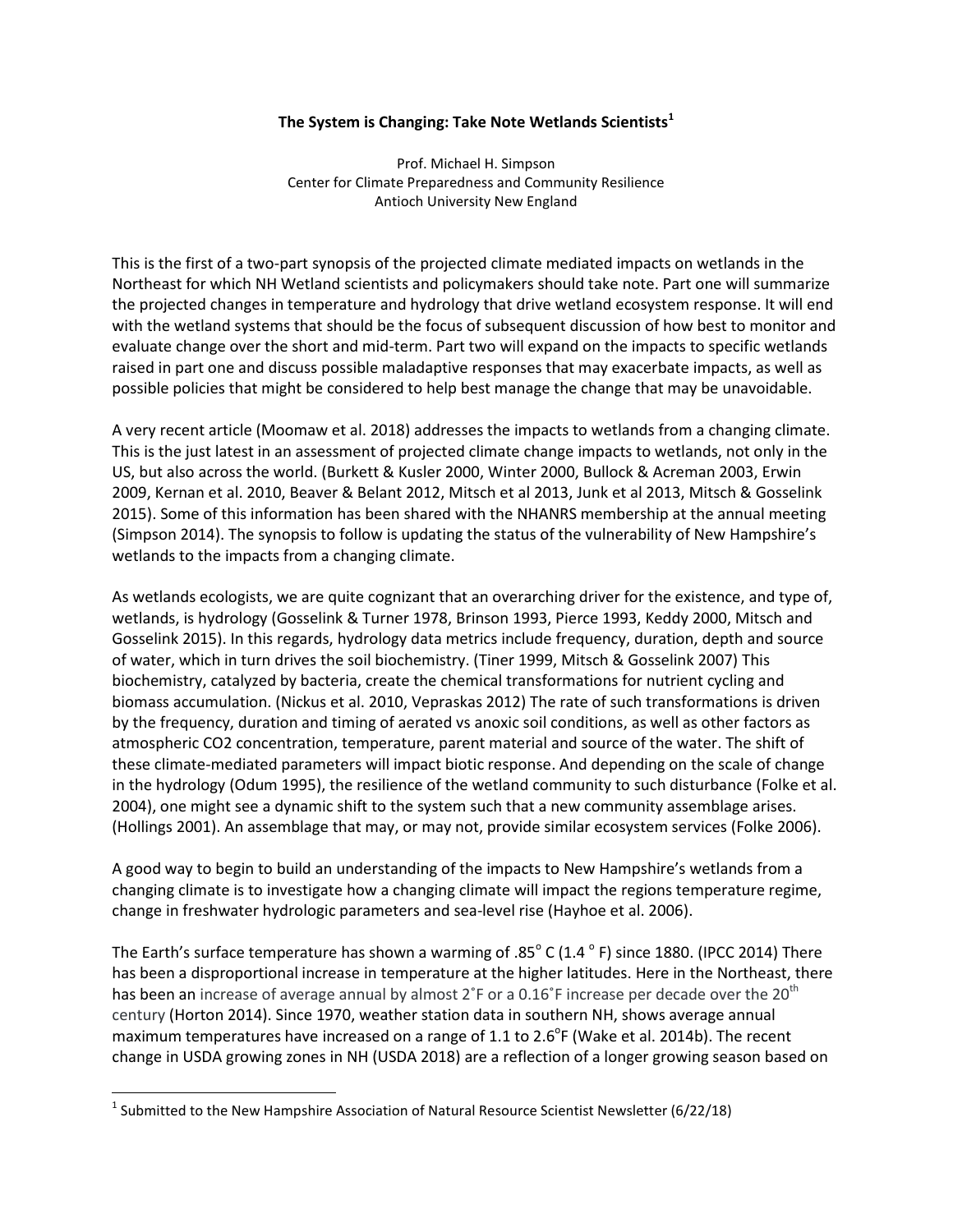# The System is Changing: Take Note Wetlands Scientists[1]

Prof. Michael H. Simpson
Center for Climate Preparedness and Community Resilience
Antioch University New England

This is the first of a two-part synopsis of the projected climate mediated impacts on wetlands in the Northeast for which NH Wetland scientists and policymakers should take note. Part one will summarize the projected changes in temperature and hydrology that drive wetland ecosystem response. It will end with the wetland systems that should be the focus of subsequent discussion of how best to monitor and evaluate change over the short and mid-term. Part two will expand on the impacts to specific wetlands raised in part one and discuss possible maladaptive responses that may exacerbate impacts, as well as possible policies that might be considered to help best manage the change that may be unavoidable.

A very recent article (Moomaw et al. 2018) addresses the impacts to wetlands from a changing climate. This is the just latest in an assessment of projected climate change impacts to wetlands, not only in the US, but also across the world. (Burkett & Kusler 2000, Winter 2000, Bullock & Acreman 2003, Erwin 2009, Kernan et al. 2010, Beaver & Belant 2012, Mitsch et al 2013, Junk et al 2013, Mitsch & Gosselink 2015). Some of this information has been shared with the NHANRS membership at the annual meeting (Simpson 2014). The synopsis to follow is updating the status of the vulnerability of New Hampshire's wetlands to the impacts from a changing climate.

As wetlands ecologists, we are quite cognizant that an overarching driver for the existence, and type of, wetlands, is hydrology (Gosselink & Turner 1978, Brinson 1993, Pierce 1993, Keddy 2000, Mitsch and Gosselink 2015). In this regards, hydrology data metrics include frequency, duration, depth and source of water, which in turn drives the soil biochemistry. (Tiner 1999, Mitsch & Gosselink 2007) This biochemistry, catalyzed by bacteria, create the chemical transformations for nutrient cycling and biomass accumulation. (Nickus et al. 2010, Vepraskas 2012) The rate of such transformations is driven by the frequency, duration and timing of aerated vs anoxic soil conditions, as well as other factors as atmospheric $CO_2$ concentration, temperature, parent material and source of the water. The shift of these climate-mediated parameters will impact biotic response. And depending on the scale of change in the hydrology (Odum 1995), the resilience of the wetland community to such disturbance (Folke et al. 2004), one might see a dynamic shift to the system such that a new community assemblage arises. (Hollings 2001). An assemblage that may, or may not, provide similar ecosystem services (Folke 2006).

A good way to begin to build an understanding of the impacts to New Hampshire's wetlands from a changing climate is to investigate how a changing climate will impact the regions temperature regime, change in freshwater hydrologic parameters and sea-level rise (Hayhoe et al. 2006).

The Earth's surface temperature has shown a warming of .85° C (1.4 ° F) since 1880. (IPCC 2014) There has been a disproportional increase in temperature at the higher latitudes. Here in the Northeast, there has been an increase of average annual by almost 2˚F or a 0.16˚F increase per decade over the 20th century (Horton 2014). Since 1970, weather station data in southern NH, shows average annual maximum temperatures have increased on a range of 1.1 to 2.6°F (Wake et al. 2014b). The recent change in USDA growing zones in NH (USDA 2018) are a reflection of a longer growing season based on

[1] Submitted to the New Hampshire Association of Natural Resource Scientist Newsletter (6/22/18)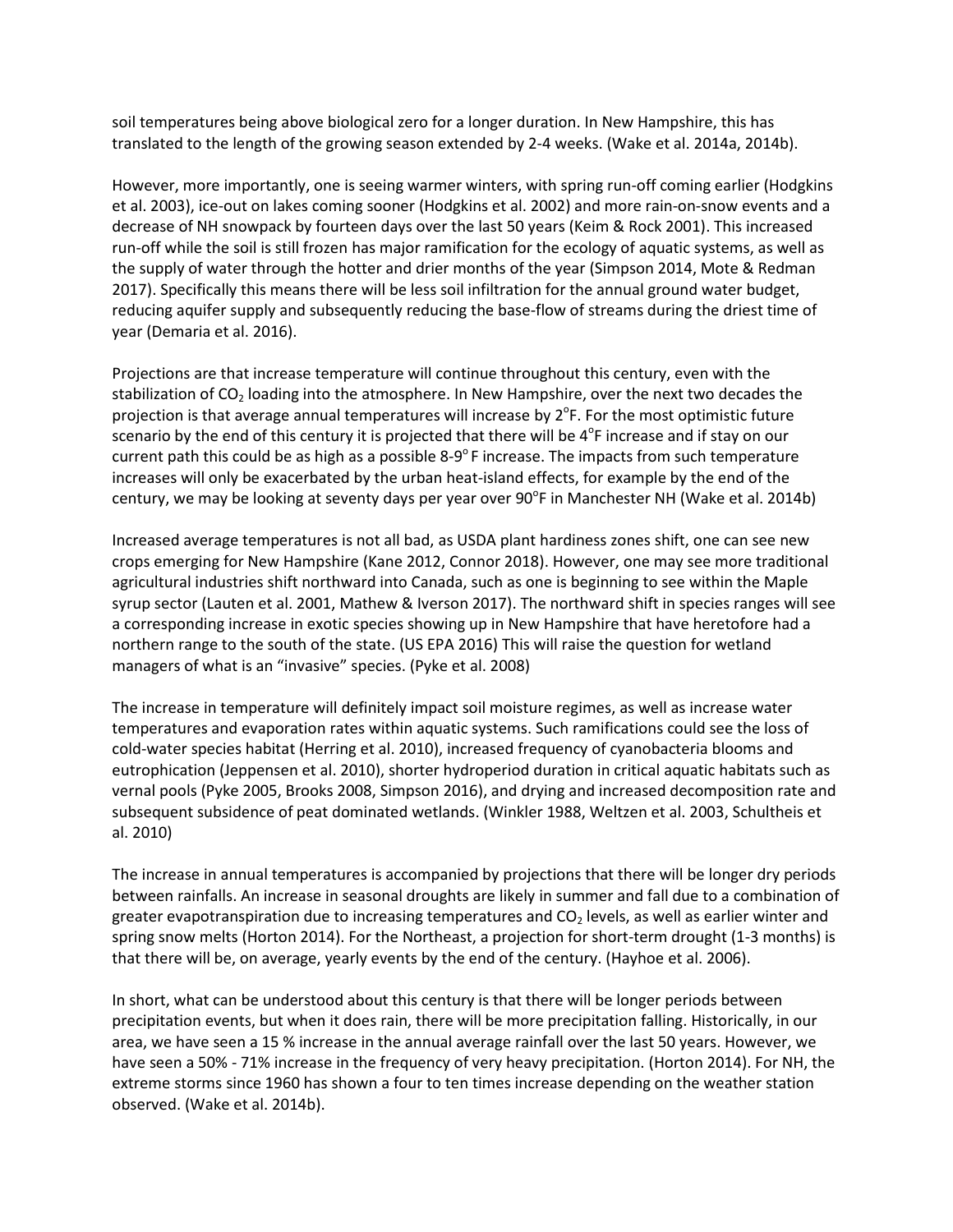soil temperatures being above biological zero for a longer duration. In New Hampshire, this has translated to the length of the growing season extended by 2-4 weeks. (Wake et al. 2014a, 2014b).

However, more importantly, one is seeing warmer winters, with spring run-off coming earlier (Hodgkins et al. 2003), ice-out on lakes coming sooner (Hodgkins et al. 2002) and more rain-on-snow events and a decrease of NH snowpack by fourteen days over the last 50 years (Keim & Rock 2001). This increased run-off while the soil is still frozen has major ramification for the ecology of aquatic systems, as well as the supply of water through the hotter and drier months of the year (Simpson 2014, Mote & Redman 2017). Specifically this means there will be less soil infiltration for the annual ground water budget, reducing aquifer supply and subsequently reducing the base-flow of streams during the driest time of year (Demaria et al. 2016).

Projections are that increase temperature will continue throughout this century, even with the stabilization of $CO_2$ loading into the atmosphere. In New Hampshire, over the next two decades the projection is that average annual temperatures will increase by 2°F. For the most optimistic future scenario by the end of this century it is projected that there will be 4°F increase and if stay on our current path this could be as high as a possible 8-9° F increase. The impacts from such temperature increases will only be exacerbated by the urban heat-island effects, for example by the end of the century, we may be looking at seventy days per year over 90°F in Manchester NH (Wake et al. 2014b)

Increased average temperatures is not all bad, as USDA plant hardiness zones shift, one can see new crops emerging for New Hampshire (Kane 2012, Connor 2018). However, one may see more traditional agricultural industries shift northward into Canada, such as one is beginning to see within the Maple syrup sector (Lauten et al. 2001, Mathew & Iverson 2017). The northward shift in species ranges will see a corresponding increase in exotic species showing up in New Hampshire that have heretofore had a northern range to the south of the state. (US EPA 2016) This will raise the question for wetland managers of what is an "invasive" species. (Pyke et al. 2008)

The increase in temperature will definitely impact soil moisture regimes, as well as increase water temperatures and evaporation rates within aquatic systems. Such ramifications could see the loss of cold-water species habitat (Herring et al. 2010), increased frequency of cyanobacteria blooms and eutrophication (Jeppensen et al. 2010), shorter hydroperiod duration in critical aquatic habitats such as vernal pools (Pyke 2005, Brooks 2008, Simpson 2016), and drying and increased decomposition rate and subsequent subsidence of peat dominated wetlands. (Winkler 1988, Weltzen et al. 2003, Schultheis et al. 2010)

The increase in annual temperatures is accompanied by projections that there will be longer dry periods between rainfalls. An increase in seasonal droughts are likely in summer and fall due to a combination of greater evapotranspiration due to increasing temperatures and $CO_2$ levels, as well as earlier winter and spring snow melts (Horton 2014). For the Northeast, a projection for short-term drought (1-3 months) is that there will be, on average, yearly events by the end of the century. (Hayhoe et al. 2006).

In short, what can be understood about this century is that there will be longer periods between precipitation events, but when it does rain, there will be more precipitation falling. Historically, in our area, we have seen a 15 % increase in the annual average rainfall over the last 50 years. However, we have seen a 50% - 71% increase in the frequency of very heavy precipitation. (Horton 2014). For NH, the extreme storms since 1960 has shown a four to ten times increase depending on the weather station observed. (Wake et al. 2014b).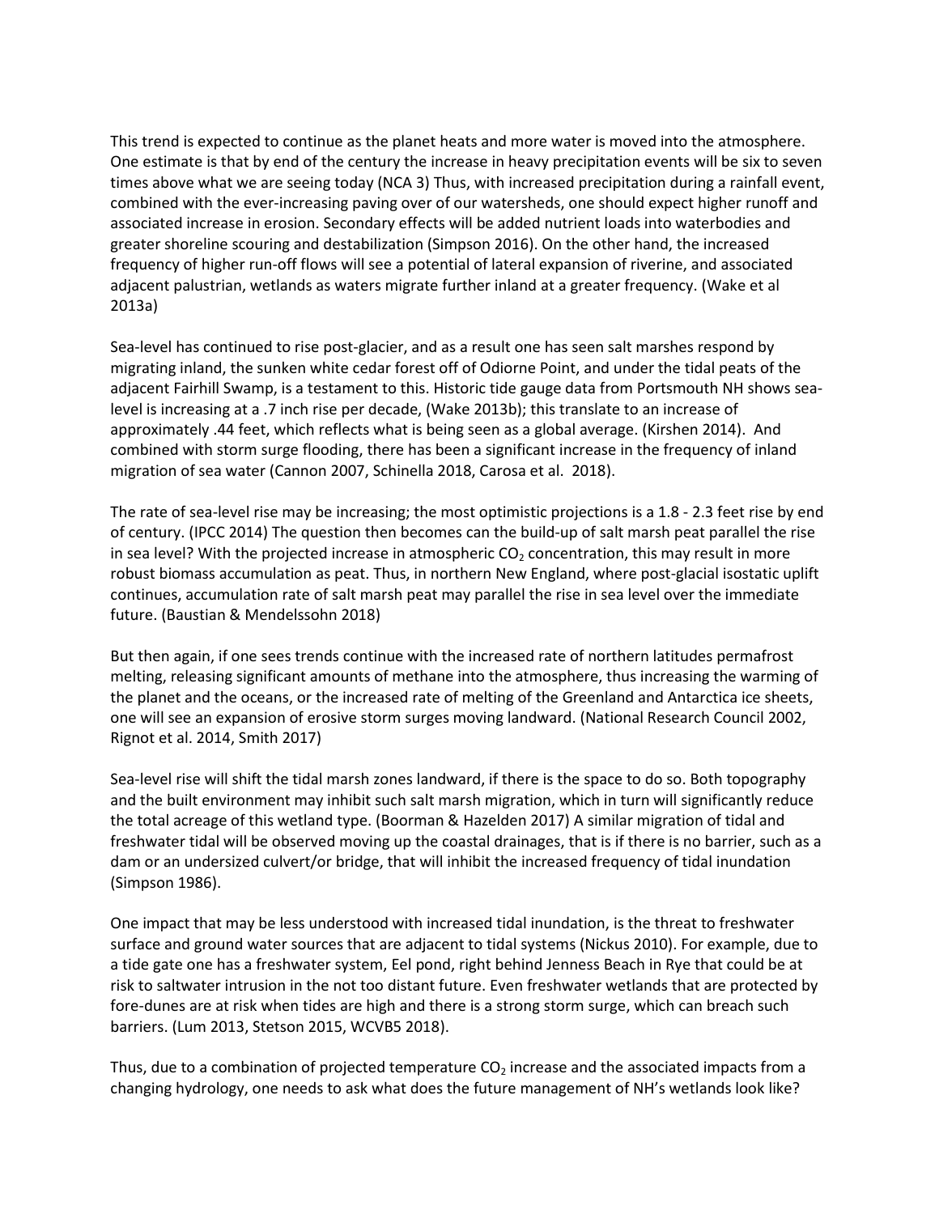This trend is expected to continue as the planet heats and more water is moved into the atmosphere. One estimate is that by end of the century the increase in heavy precipitation events will be six to seven times above what we are seeing today (NCA 3) Thus, with increased precipitation during a rainfall event, combined with the ever-increasing paving over of our watersheds, one should expect higher runoff and associated increase in erosion. Secondary effects will be added nutrient loads into waterbodies and greater shoreline scouring and destabilization (Simpson 2016). On the other hand, the increased frequency of higher run-off flows will see a potential of lateral expansion of riverine, and associated adjacent palustrian, wetlands as waters migrate further inland at a greater frequency. (Wake et al 2013a)

Sea-level has continued to rise post-glacier, and as a result one has seen salt marshes respond by migrating inland, the sunken white cedar forest off of Odiorne Point, and under the tidal peats of the adjacent Fairhill Swamp, is a testament to this. Historic tide gauge data from Portsmouth NH shows sea-level is increasing at a .7 inch rise per decade, (Wake 2013b); this translate to an increase of approximately .44 feet, which reflects what is being seen as a global average. (Kirshen 2014). And combined with storm surge flooding, there has been a significant increase in the frequency of inland migration of sea water (Cannon 2007, Schinella 2018, Carosa et al. 2018).

The rate of sea-level rise may be increasing; the most optimistic projections is a 1.8 - 2.3 feet rise by end of century. (IPCC 2014) The question then becomes can the build-up of salt marsh peat parallel the rise in sea level? With the projected increase in atmospheric $CO_2$ concentration, this may result in more robust biomass accumulation as peat. Thus, in northern New England, where post-glacial isostatic uplift continues, accumulation rate of salt marsh peat may parallel the rise in sea level over the immediate future. (Baustian & Mendelssohn 2018)

But then again, if one sees trends continue with the increased rate of northern latitudes permafrost melting, releasing significant amounts of methane into the atmosphere, thus increasing the warming of the planet and the oceans, or the increased rate of melting of the Greenland and Antarctica ice sheets, one will see an expansion of erosive storm surges moving landward. (National Research Council 2002, Rignot et al. 2014, Smith 2017)

Sea-level rise will shift the tidal marsh zones landward, if there is the space to do so. Both topography and the built environment may inhibit such salt marsh migration, which in turn will significantly reduce the total acreage of this wetland type. (Boorman & Hazelden 2017) A similar migration of tidal and freshwater tidal will be observed moving up the coastal drainages, that is if there is no barrier, such as a dam or an undersized culvert/or bridge, that will inhibit the increased frequency of tidal inundation (Simpson 1986).

One impact that may be less understood with increased tidal inundation, is the threat to freshwater surface and ground water sources that are adjacent to tidal systems (Nickus 2010). For example, due to a tide gate one has a freshwater system, Eel pond, right behind Jenness Beach in Rye that could be at risk to saltwater intrusion in the not too distant future. Even freshwater wetlands that are protected by fore-dunes are at risk when tides are high and there is a strong storm surge, which can breach such barriers. (Lum 2013, Stetson 2015, WCVB5 2018).

Thus, due to a combination of projected temperature $CO_2$ increase and the associated impacts from a changing hydrology, one needs to ask what does the future management of NH's wetlands look like?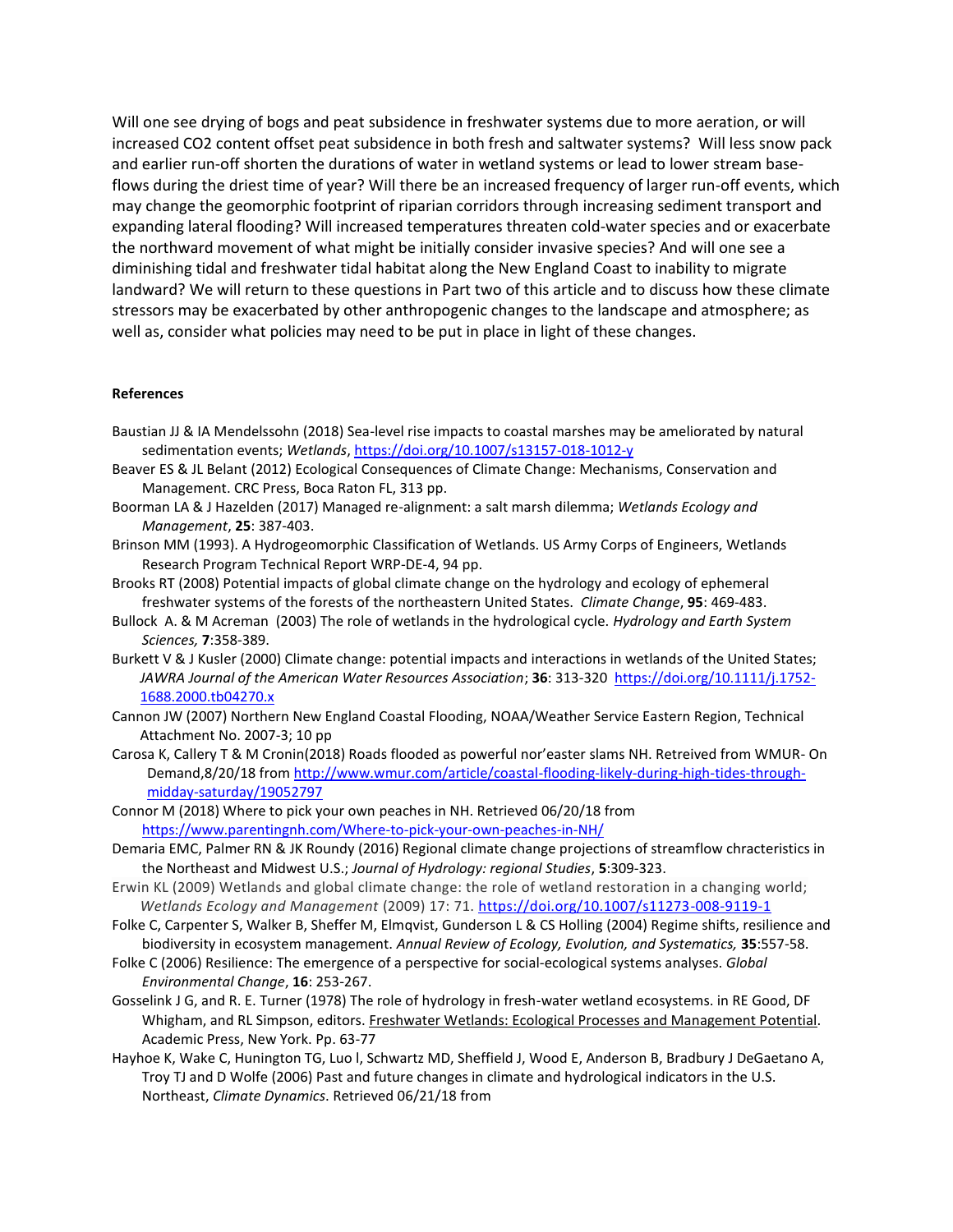Will one see drying of bogs and peat subsidence in freshwater systems due to more aeration, or will increased $CO_2$ content offset peat subsidence in both fresh and saltwater systems? Will less snow pack and earlier run-off shorten the durations of water in wetland systems or lead to lower stream base-flows during the driest time of year? Will there be an increased frequency of larger run-off events, which may change the geomorphic footprint of riparian corridors through increasing sediment transport and expanding lateral flooding? Will increased temperatures threaten cold-water species and or exacerbate the northward movement of what might be initially consider invasive species? And will one see a diminishing tidal and freshwater tidal habitat along the New England Coast to inability to migrate landward? We will return to these questions in Part two of this article and to discuss how these climate stressors may be exacerbated by other anthropogenic changes to the landscape and atmosphere; as well as, consider what policies may need to be put in place in light of these changes.

**References**

Baustian JJ & IA Mendelssohn (2018) Sea-level rise impacts to coastal marshes may be ameliorated by natural sedimentation events; *Wetlands*, https://doi.org/10.1007/s13157-018-1012-y

Beaver ES & JL Belant (2012) Ecological Consequences of Climate Change: Mechanisms, Conservation and Management. CRC Press, Boca Raton FL, 313 pp.

Boorman LA & J Hazelden (2017) Managed re-alignment: a salt marsh dilemma; *Wetlands Ecology and Management*, **25**: 387-403.

Brinson MM (1993). A Hydrogeomorphic Classification of Wetlands. US Army Corps of Engineers, Wetlands Research Program Technical Report WRP-DE-4, 94 pp.

Brooks RT (2008) Potential impacts of global climate change on the hydrology and ecology of ephemeral freshwater systems of the forests of the northeastern United States. *Climate Change*, **95**: 469-483.

Bullock A. & M Acreman (2003) The role of wetlands in the hydrological cycle. *Hydrology and Earth System Sciences,* **7**:358-389.

Burkett V & J Kusler (2000) Climate change: potential impacts and interactions in wetlands of the United States; *JAWRA Journal of the American Water Resources Association*; **36**: 313-320 https://doi.org/10.1111/j.1752-1688.2000.tb04270.x

Cannon JW (2007) Northern New England Coastal Flooding, NOAA/Weather Service Eastern Region, Technical Attachment No. 2007-3; 10 pp

Carosa K, Callery T & M Cronin(2018) Roads flooded as powerful nor'easter slams NH. Retreived from WMUR- On Demand,8/20/18 from http://www.wmur.com/article/coastal-flooding-likely-during-high-tides-through-midday-saturday/19052797

Connor M (2018) Where to pick your own peaches in NH. Retrieved 06/20/18 from https://www.parentingnh.com/Where-to-pick-your-own-peaches-in-NH/

Demaria EMC, Palmer RN & JK Roundy (2016) Regional climate change projections of streamflow chracteristics in the Northeast and Midwest U.S.; *Journal of Hydrology: regional Studies*, **5**:309-323.

Erwin KL (2009) Wetlands and global climate change: the role of wetland restoration in a changing world; *Wetlands Ecology and Management* (2009) 17: 71. https://doi.org/10.1007/s11273-008-9119-1

Folke C, Carpenter S, Walker B, Sheffer M, Elmqvist, Gunderson L & CS Holling (2004) Regime shifts, resilience and biodiversity in ecosystem management. *Annual Review of Ecology, Evolution, and Systematics,* **35**:557-58.

Folke C (2006) Resilience: The emergence of a perspective for social-ecological systems analyses. *Global Environmental Change*, **16**: 253-267.

Gosselink J G, and R. E. Turner (1978) The role of hydrology in fresh-water wetland ecosystems. in RE Good, DF Whigham, and RL Simpson, editors. Freshwater Wetlands: Ecological Processes and Management Potential. Academic Press, New York. Pp. 63-77

Hayhoe K, Wake C, Hunington TG, Luo l, Schwartz MD, Sheffield J, Wood E, Anderson B, Bradbury J DeGaetano A, Troy TJ and D Wolfe (2006) Past and future changes in climate and hydrological indicators in the U.S. Northeast, *Climate Dynamics.* Retrieved 06/21/18 from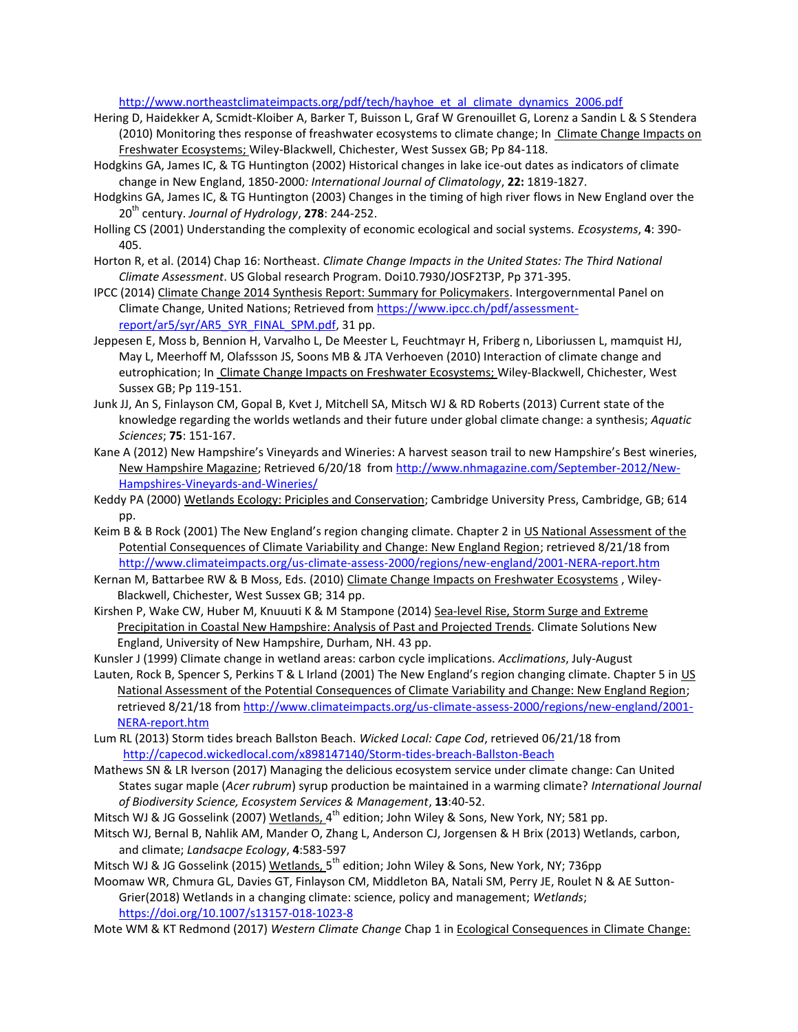http://www.northeastclimateimpacts.org/pdf/tech/hayhoe_et_al_climate_dynamics_2006.pdf

Hering D, Haidekker A, Scmidt-Kloiber A, Barker T, Buisson L, Graf W Grenouillet G, Lorenz a Sandin L & S Stendera (2010) Monitoring thes response of freashwater ecosystems to climate change; In Climate Change Impacts on Freshwater Ecosystems; Wiley-Blackwell, Chichester, West Sussex GB; Pp 84-118.

Hodgkins GA, James IC, & TG Huntington (2002) Historical changes in lake ice-out dates as indicators of climate change in New England, 1850-2000: *International Journal of Climatology*, **22:** 1819-1827.

Hodgkins GA, James IC, & TG Huntington (2003) Changes in the timing of high river flows in New England over the 20th century. *Journal of Hydrology*, **278**: 244-252.

Holling CS (2001) Understanding the complexity of economic ecological and social systems. *Ecosystems*, **4**: 390-405.

Horton R, et al. (2014) Chap 16: Northeast. *Climate Change Impacts in the United States: The Third National Climate Assessment*. US Global research Program. Doi10.7930/JOSF2T3P, Pp 371-395.

IPCC (2014) Climate Change 2014 Synthesis Report: Summary for Policymakers. Intergovernmental Panel on Climate Change, United Nations; Retrieved from https://www.ipcc.ch/pdf/assessment-report/ar5/syr/AR5_SYR_FINAL_SPM.pdf, 31 pp.

Jeppesen E, Moss b, Bennion H, Varvalho L, De Meester L, Feuchtmayr H, Friberg n, Liboriussen L, mamquist HJ, May L, Meerhoff M, Olafssson JS, Soons MB & JTA Verhoeven (2010) Interaction of climate change and eutrophication; In Climate Change Impacts on Freshwater Ecosystems; Wiley-Blackwell, Chichester, West Sussex GB; Pp 119-151.

Junk JJ, An S, Finlayson CM, Gopal B, Kvet J, Mitchell SA, Mitsch WJ & RD Roberts (2013) Current state of the knowledge regarding the worlds wetlands and their future under global climate change: a synthesis; *Aquatic Sciences*; **75**: 151-167.

Kane A (2012) New Hampshire's Vineyards and Wineries: A harvest season trail to new Hampshire's Best wineries, New Hampshire Magazine; Retrieved 6/20/18 from http://www.nhmagazine.com/September-2012/New-Hampshires-Vineyards-and-Wineries/

Keddy PA (2000) Wetlands Ecology: Priciples and Conservation; Cambridge University Press, Cambridge, GB; 614 pp.

Keim B & B Rock (2001) The New England's region changing climate. Chapter 2 in US National Assessment of the Potential Consequences of Climate Variability and Change: New England Region; retrieved 8/21/18 from http://www.climateimpacts.org/us-climate-assess-2000/regions/new-england/2001-NERA-report.htm

Kernan M, Battarbee RW & B Moss, Eds. (2010) Climate Change Impacts on Freshwater Ecosystems , Wiley-Blackwell, Chichester, West Sussex GB; 314 pp.

Kirshen P, Wake CW, Huber M, Knuuuti K & M Stampone (2014) Sea-level Rise, Storm Surge and Extreme Precipitation in Coastal New Hampshire: Analysis of Past and Projected Trends. Climate Solutions New England, University of New Hampshire, Durham, NH. 43 pp.

Kunsler J (1999) Climate change in wetland areas: carbon cycle implications. *Acclimations*, July-August

Lauten, Rock B, Spencer S, Perkins T & L Irland (2001) The New England's region changing climate. Chapter 5 in US National Assessment of the Potential Consequences of Climate Variability and Change: New England Region; retrieved 8/21/18 from http://www.climateimpacts.org/us-climate-assess-2000/regions/new-england/2001-NERA-report.htm

Lum RL (2013) Storm tides breach Ballston Beach. *Wicked Local: Cape Cod*, retrieved 06/21/18 from http://capecod.wickedlocal.com/x898147140/Storm-tides-breach-Ballston-Beach

Mathews SN & LR Iverson (2017) Managing the delicious ecosystem service under climate change: Can United States sugar maple (*Acer rubrum*) syrup production be maintained in a warming climate? *International Journal of Biodiversity Science, Ecosystem Services & Management*, **13**:40-52.

Mitsch WJ & JG Gosselink (2007) Wetlands, 4th edition; John Wiley & Sons, New York, NY; 581 pp.

Mitsch WJ, Bernal B, Nahlik AM, Mander O, Zhang L, Anderson CJ, Jorgensen & H Brix (2013) Wetlands, carbon, and climate; *Landsacpe Ecology*, **4**:583-597

Mitsch WJ & JG Gosselink (2015) Wetlands, 5th edition; John Wiley & Sons, New York, NY; 736pp

Moomaw WR, Chmura GL, Davies GT, Finlayson CM, Middleton BA, Natali SM, Perry JE, Roulet N & AE Sutton-Grier(2018) Wetlands in a changing climate: science, policy and management; *Wetlands*; https://doi.org/10.1007/s13157-018-1023-8

Mote WM & KT Redmond (2017) *Western Climate Change* Chap 1 in Ecological Consequences in Climate Change: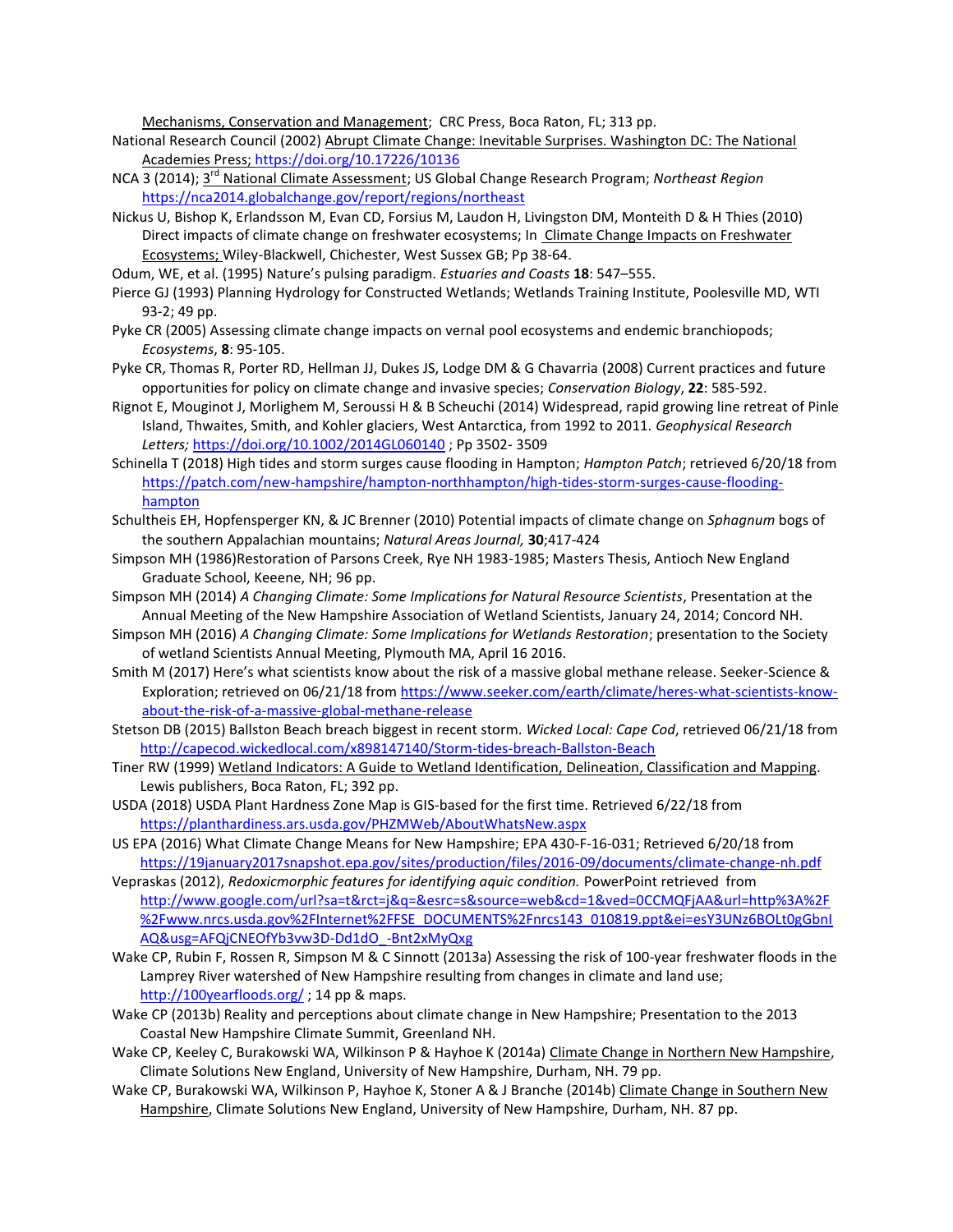Mechanisms, Conservation and Management; CRC Press, Boca Raton, FL; 313 pp.

National Research Council (2002) Abrupt Climate Change: Inevitable Surprises. Washington DC: The National Academies Press; https://doi.org/10.17226/10136

NCA 3 (2014); 3rd National Climate Assessment; US Global Change Research Program; *Northeast Region* https://nca2014.globalchange.gov/report/regions/northeast

Nickus U, Bishop K, Erlandsson M, Evan CD, Forsius M, Laudon H, Livingston DM, Monteith D & H Thies (2010) Direct impacts of climate change on freshwater ecosystems; In Climate Change Impacts on Freshwater Ecosystems; Wiley-Blackwell, Chichester, West Sussex GB; Pp 38-64.

Odum, WE, et al. (1995) Nature's pulsing paradigm. *Estuaries and Coasts* **18**: 547–555.

Pierce GJ (1993) Planning Hydrology for Constructed Wetlands; Wetlands Training Institute, Poolesville MD, WTI 93-2; 49 pp.

Pyke CR (2005) Assessing climate change impacts on vernal pool ecosystems and endemic branchiopods; *Ecosystems*, **8**: 95-105.

Pyke CR, Thomas R, Porter RD, Hellman JJ, Dukes JS, Lodge DM & G Chavarria (2008) Current practices and future opportunities for policy on climate change and invasive species; *Conservation Biology*, **22**: 585-592.

Rignot E, Mouginot J, Morlighem M, Seroussi H & B Scheuchi (2014) Widespread, rapid growing line retreat of Pinle Island, Thwaites, Smith, and Kohler glaciers, West Antarctica, from 1992 to 2011. *Geophysical Research Letters;* https://doi.org/10.1002/2014GL060140 ; Pp 3502- 3509

Schinella T (2018) High tides and storm surges cause flooding in Hampton; *Hampton Patch*; retrieved 6/20/18 from https://patch.com/new-hampshire/hampton-northhampton/high-tides-storm-surges-cause-flooding-hampton

Schultheis EH, Hopfensperger KN, & JC Brenner (2010) Potential impacts of climate change on *Sphagnum* bogs of the southern Appalachian mountains; *Natural Areas Journal,* **30**;417-424

Simpson MH (1986)Restoration of Parsons Creek, Rye NH 1983-1985; Masters Thesis, Antioch New England Graduate School, Keeene, NH; 96 pp.

Simpson MH (2014) *A Changing Climate: Some Implications for Natural Resource Scientists*, Presentation at the Annual Meeting of the New Hampshire Association of Wetland Scientists, January 24, 2014; Concord NH.

Simpson MH (2016) *A Changing Climate: Some Implications for Wetlands Restoration*; presentation to the Society of wetland Scientists Annual Meeting, Plymouth MA, April 16 2016.

Smith M (2017) Here's what scientists know about the risk of a massive global methane release. Seeker-Science & Exploration; retrieved on 06/21/18 from https://www.seeker.com/earth/climate/heres-what-scientists-know-about-the-risk-of-a-massive-global-methane-release

Stetson DB (2015) Ballston Beach breach biggest in recent storm. *Wicked Local: Cape Cod*, retrieved 06/21/18 from http://capecod.wickedlocal.com/x898147140/Storm-tides-breach-Ballston-Beach

Tiner RW (1999) Wetland Indicators: A Guide to Wetland Identification, Delineation, Classification and Mapping. Lewis publishers, Boca Raton, FL; 392 pp.

USDA (2018) USDA Plant Hardness Zone Map is GIS-based for the first time. Retrieved 6/22/18 from https://planthardiness.ars.usda.gov/PHZMWeb/AboutWhatsNew.aspx

US EPA (2016) What Climate Change Means for New Hampshire; EPA 430-F-16-031; Retrieved 6/20/18 from https://19january2017snapshot.epa.gov/sites/production/files/2016-09/documents/climate-change-nh.pdf

Vepraskas (2012), *Redoxicmorphic features for identifying aquic condition.* PowerPoint retrieved from http://www.google.com/url?sa=t&rct=j&q=&esrc=s&source=web&cd=1&ved=0CCMQFjAA&url=http%3A%2F%2Fwww.nrcs.usda.gov%2FInternet%2FFSE_DOCUMENTS%2Fnrcs143_010819.ppt&ei=esY3UNz6BOLt0gGbnIAQ&usg=AFQjCNEOfYb3vw3D-Dd1dO_-Bnt2xMyQxg

Wake CP, Rubin F, Rossen R, Simpson M & C Sinnott (2013a) Assessing the risk of 100-year freshwater floods in the Lamprey River watershed of New Hampshire resulting from changes in climate and land use; http://100yearfloods.org/ ; 14 pp & maps.

Wake CP (2013b) Reality and perceptions about climate change in New Hampshire; Presentation to the 2013 Coastal New Hampshire Climate Summit, Greenland NH.

Wake CP, Keeley C, Burakowski WA, Wilkinson P & Hayhoe K (2014a) Climate Change in Northern New Hampshire, Climate Solutions New England, University of New Hampshire, Durham, NH. 79 pp.

Wake CP, Burakowski WA, Wilkinson P, Hayhoe K, Stoner A & J Branche (2014b) Climate Change in Southern New Hampshire, Climate Solutions New England, University of New Hampshire, Durham, NH. 87 pp.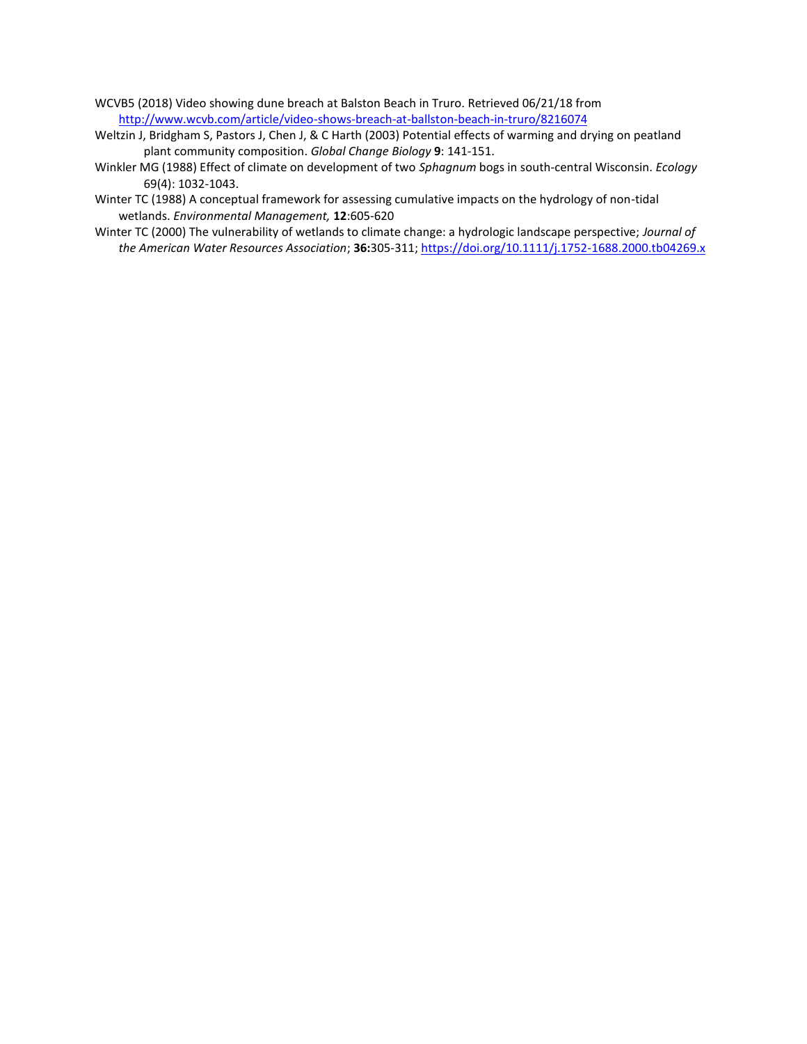WCVB5 (2018) Video showing dune breach at Balston Beach in Truro. Retrieved 06/21/18 from http://www.wcvb.com/article/video-shows-breach-at-ballston-beach-in-truro/8216074

Weltzin J, Bridgham S, Pastors J, Chen J, & C Harth (2003) Potential effects of warming and drying on peatland plant community composition. *Global Change Biology* **9**: 141-151.

Winkler MG (1988) Effect of climate on development of two *Sphagnum* bogs in south-central Wisconsin. *Ecology* 69(4): 1032-1043.

Winter TC (1988) A conceptual framework for assessing cumulative impacts on the hydrology of non-tidal wetlands. *Environmental Management,* **12**:605-620

Winter TC (2000) The vulnerability of wetlands to climate change: a hydrologic landscape perspective; *Journal of the American Water Resources Association*; **36:**305-311; https://doi.org/10.1111/j.1752-1688.2000.tb04269.x